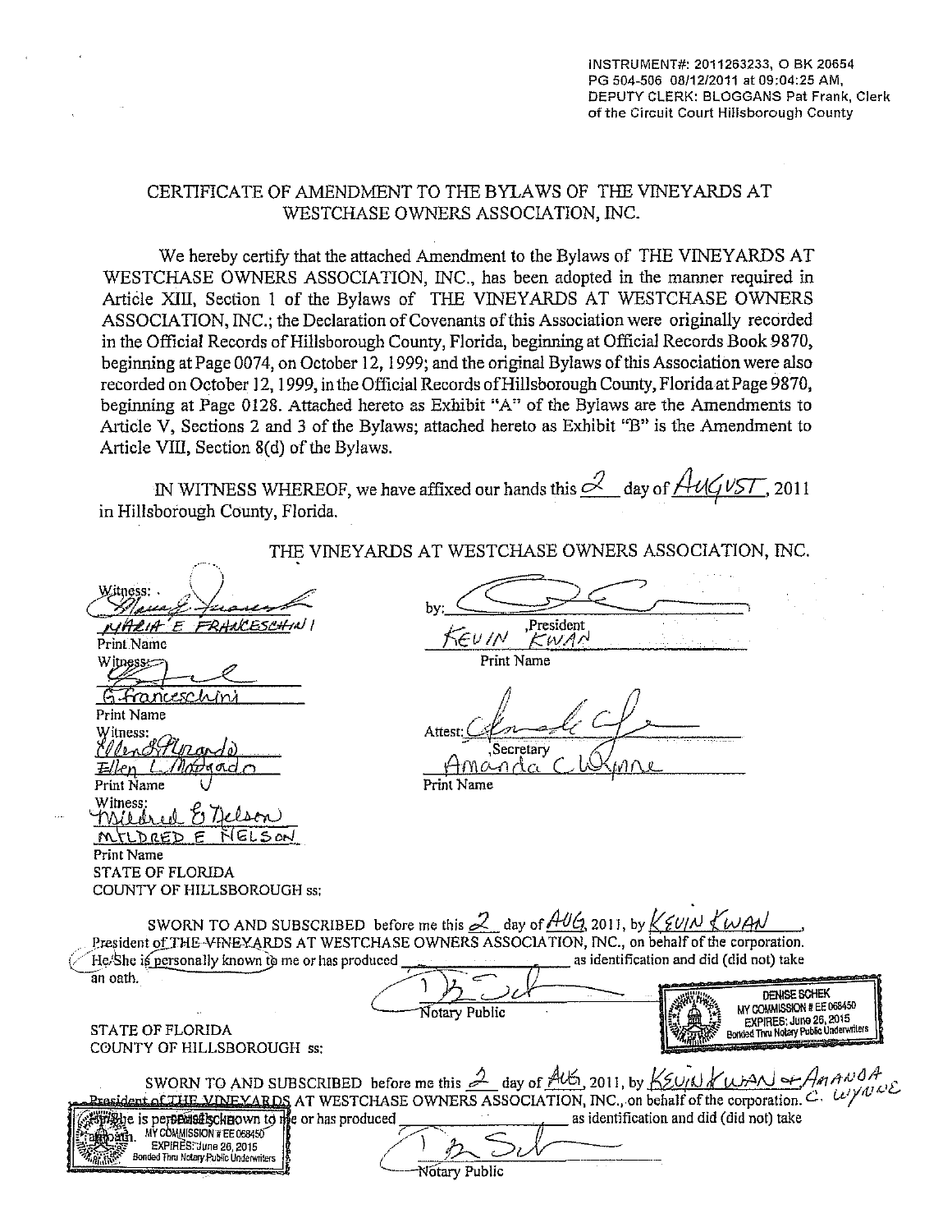INSTRUMENT#: 2011263233, O BK 20654 PG 504-506 08/12/2011 at 09:04:25 AM, DEPUTY CLERK: BLOGGANS Pat Frank, Clerk of the Circuit Court Hillsborough County

# CERTIFICATE OF AMENDMENT TO THE BYLAWS OF THE VINEYARDS AT WESTCHASE OWNERS ASSOCIATION, INC.

We hereby certify that the attached Amendment to the Bylaws of THE VINEYARDS AT WESTCHASE OWNERS ASSOCIATION, INC., has been adopted in the manner required in Article XIII, Section 1 of the Bylaws of THE VINEYARDS AT WESTCHASE OWNERS ASSOCIATION, INC.; the Declaration of Covenants of this Association were originally recorded in the Official Records of Hillsborough County, Florida, beginning at Official Records Book 9870, beginning at Page 0074, on October 12, 1999; and the original Bylaws of this Association were also recorded on October 12, 1999, in the Official Records of Hillsborough County, Florida at Page 9870, beginning at Page 0128. Attached hereto as Exhibit "A" of the Bylaws are the Amendments to Article V, Sections 2 and 3 of the Bylaws; attached hereto as Exhibit "B" is the Amendment to Article VIII, Section 8(d) of the Bylaws.

IN WITNESS WHEREOF, we have affixed our hands this 2 day of AUGUST, 2011 in Hillsborough County, Florida.

THE VINEYARDS AT WESTCHASE OWNERS ASSOCIATION, INC.

Witness: [signature]
MARIA E FRANCESCHINI
Print Name

Witness: [signature]
G Franceschini
Print Name

Witness: [signature]
Ellen L Maldonado
Print Name

Witness: [signature]
MILDRED E NELSON
Print Name

by: [signature], President
KEVIN KWAN
Print Name

Attest: [signature], Secretary
Amanda C Wynne
Print Name

STATE OF FLORIDA
COUNTY OF HILLSBOROUGH ss:

SWORN TO AND SUBSCRIBED before me this 2 day of AUG, 2011, by KEVIN KWAN, President of THE VINEYARDS AT WESTCHASE OWNERS ASSOCIATION, INC., on behalf of the corporation. He/She is personally known to me or has produced \_\_\_\_\_\_\_\_ as identification and did (did not) take an oath.

[signature]
Notary Public

DENISE SCHEK
MY COMMISSION # EE 068450
EXPIRES: June 26, 2015
Bonded Thru Notary Public Underwriters

STATE OF FLORIDA
COUNTY OF HILLSBOROUGH ss:

SWORN TO AND SUBSCRIBED before me this 2 day of AUG, 2011, by KEVIN KWAN & AMANDA C. WYNNE President of THE VINEYARDS AT WESTCHASE OWNERS ASSOCIATION, INC., on behalf of the corporation. He/She is personally known to me or has produced \_\_\_\_\_\_\_\_ as identification and did (did not) take an oath.

DENISE SCHEK
MY COMMISSION # EE 068450
EXPIRES: June 26, 2015
Bonded Thru Notary Public Underwriters

[signature]
Notary Public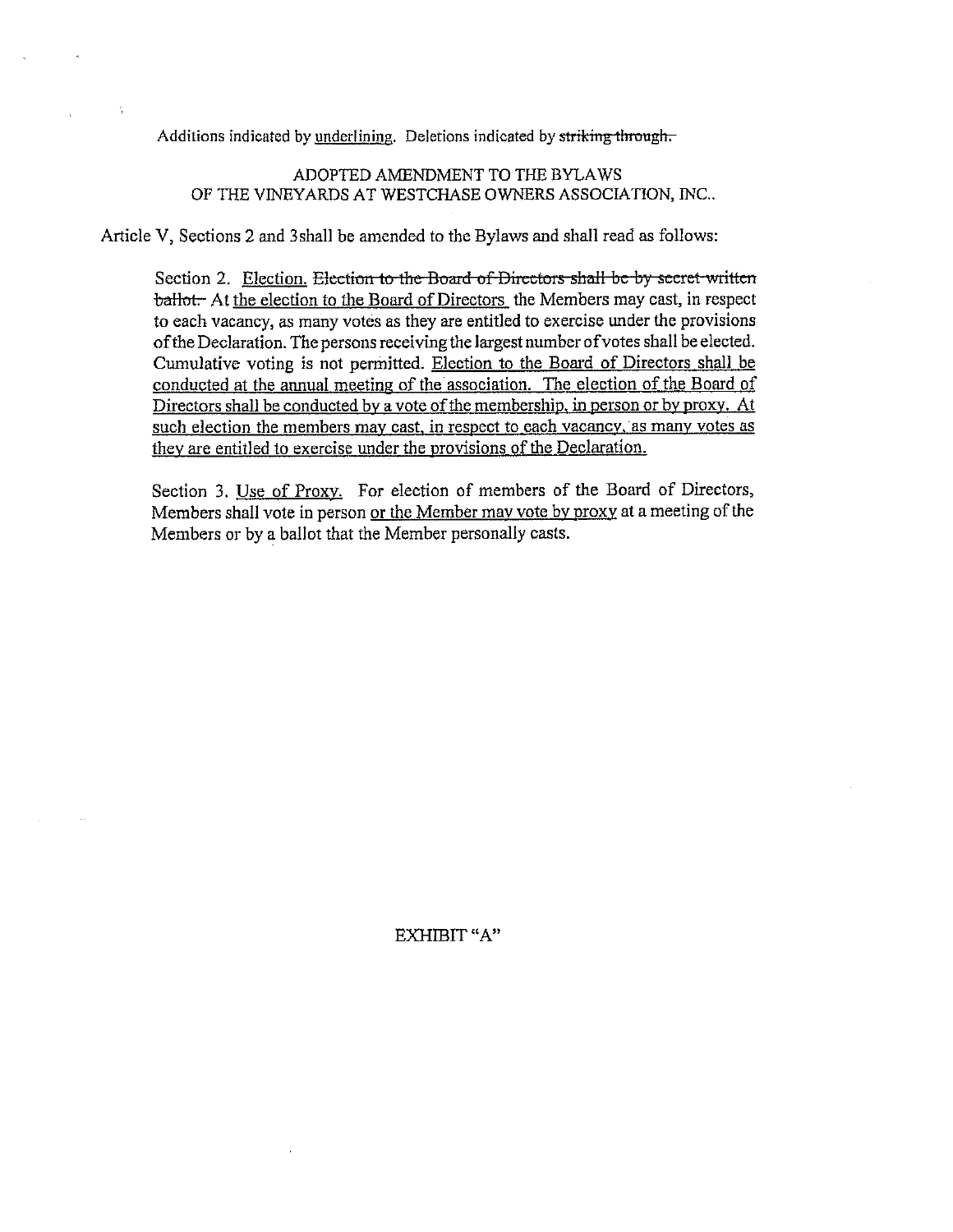Additions indicated by <u>underlining</u>. Deletions indicated by ~~striking through.~~

ADOPTED AMENDMENT TO THE BYLAWS
OF THE VINEYARDS AT WESTCHASE OWNERS ASSOCIATION, INC..

Article V, Sections 2 and 3shall be amended to the Bylaws and shall read as follows:

> Section 2. <u>Election.</u> ~~Election to the Board of Directors shall be by secret written ballot.~~ At <u>the election to the Board of Directors</u> the Members may cast, in respect to each vacancy, as many votes as they are entitled to exercise under the provisions of the Declaration. The persons receiving the largest number of votes shall be elected. Cumulative voting is not permitted. <u>Election to the Board of Directors shall be conducted at the annual meeting of the association. The election of the Board of Directors shall be conducted by a vote of the membership, in person or by proxy. At such election the members may cast, in respect to each vacancy, as many votes as they are entitled to exercise under the provisions of the Declaration.</u>
>
> Section 3. <u>Use of Proxy.</u> For election of members of the Board of Directors, Members shall vote in person <u>or the Member may vote by proxy</u> at a meeting of the Members or by a ballot that the Member personally casts.

EXHIBIT "A"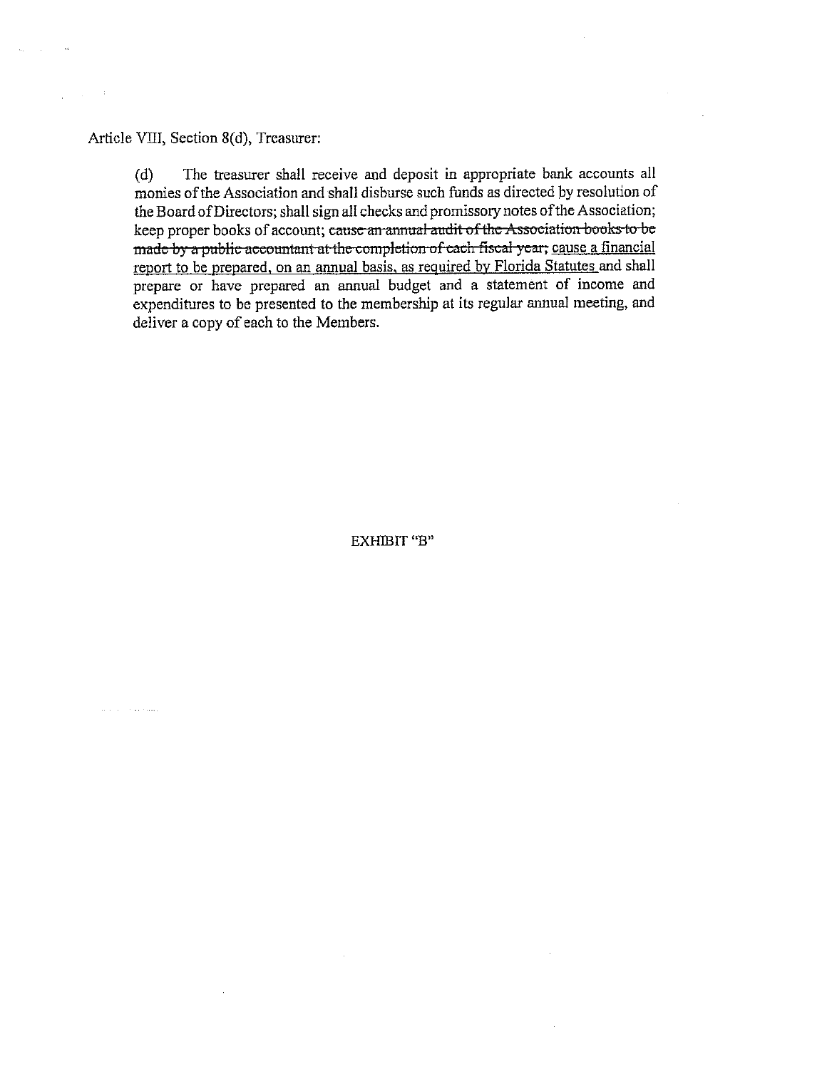Article VIII, Section 8(d), Treasurer:

> (d) The treasurer shall receive and deposit in appropriate bank accounts all monies of the Association and shall disburse such funds as directed by resolution of the Board of Directors; shall sign all checks and promissory notes of the Association; keep proper books of account; ~~cause an annual audit of the Association books to be made by a public accountant at the completion of each fiscal year;~~ <u>cause a financial report to be prepared, on an annual basis, as required by Florida Statutes</u> and shall prepare or have prepared an annual budget and a statement of income and expenditures to be presented to the membership at its regular annual meeting, and deliver a copy of each to the Members.

EXHIBIT "B"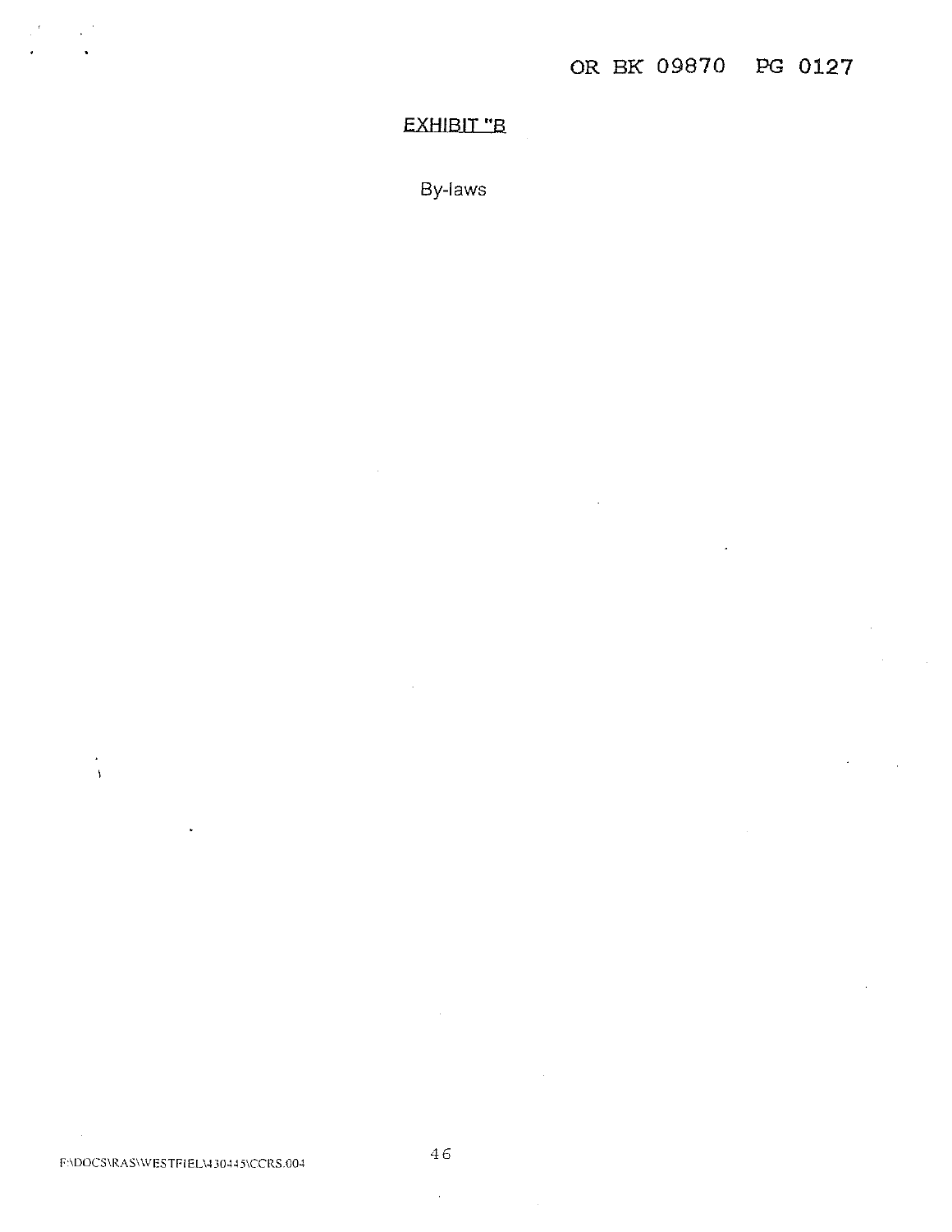<u>EXHIBIT "B</u>

By-laws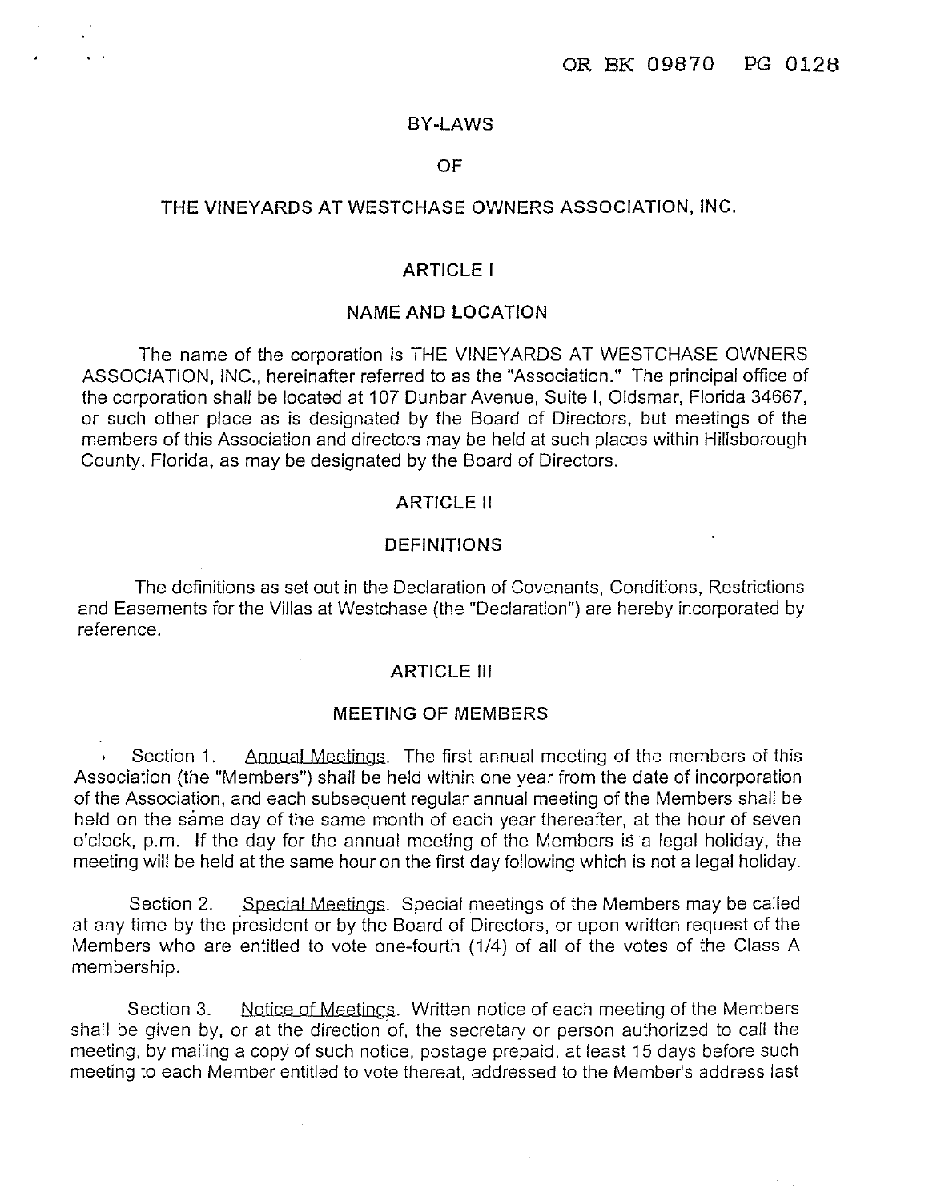# BY-LAWS

# OF

# THE VINEYARDS AT WESTCHASE OWNERS ASSOCIATION, INC.

## ARTICLE I

## NAME AND LOCATION

The name of the corporation is THE VINEYARDS AT WESTCHASE OWNERS ASSOCIATION, INC., hereinafter referred to as the "Association." The principal office of the corporation shall be located at 107 Dunbar Avenue, Suite I, Oldsmar, Florida 34667, or such other place as is designated by the Board of Directors, but meetings of the members of this Association and directors may be held at such places within Hillsborough County, Florida, as may be designated by the Board of Directors.

## ARTICLE II

## DEFINITIONS

The definitions as set out in the Declaration of Covenants, Conditions, Restrictions and Easements for the Villas at Westchase (the "Declaration") are hereby incorporated by reference.

## ARTICLE III

## MEETING OF MEMBERS

Section 1. Annual Meetings. The first annual meeting of the members of this Association (the "Members") shall be held within one year from the date of incorporation of the Association, and each subsequent regular annual meeting of the Members shall be held on the same day of the same month of each year thereafter, at the hour of seven o'clock, p.m. If the day for the annual meeting of the Members is a legal holiday, the meeting will be held at the same hour on the first day following which is not a legal holiday.

Section 2. Special Meetings. Special meetings of the Members may be called at any time by the president or by the Board of Directors, or upon written request of the Members who are entitled to vote one-fourth (1/4) of all of the votes of the Class A membership.

Section 3. Notice of Meetings. Written notice of each meeting of the Members shall be given by, or at the direction of, the secretary or person authorized to call the meeting, by mailing a copy of such notice, postage prepaid, at least 15 days before such meeting to each Member entitled to vote thereat, addressed to the Member's address last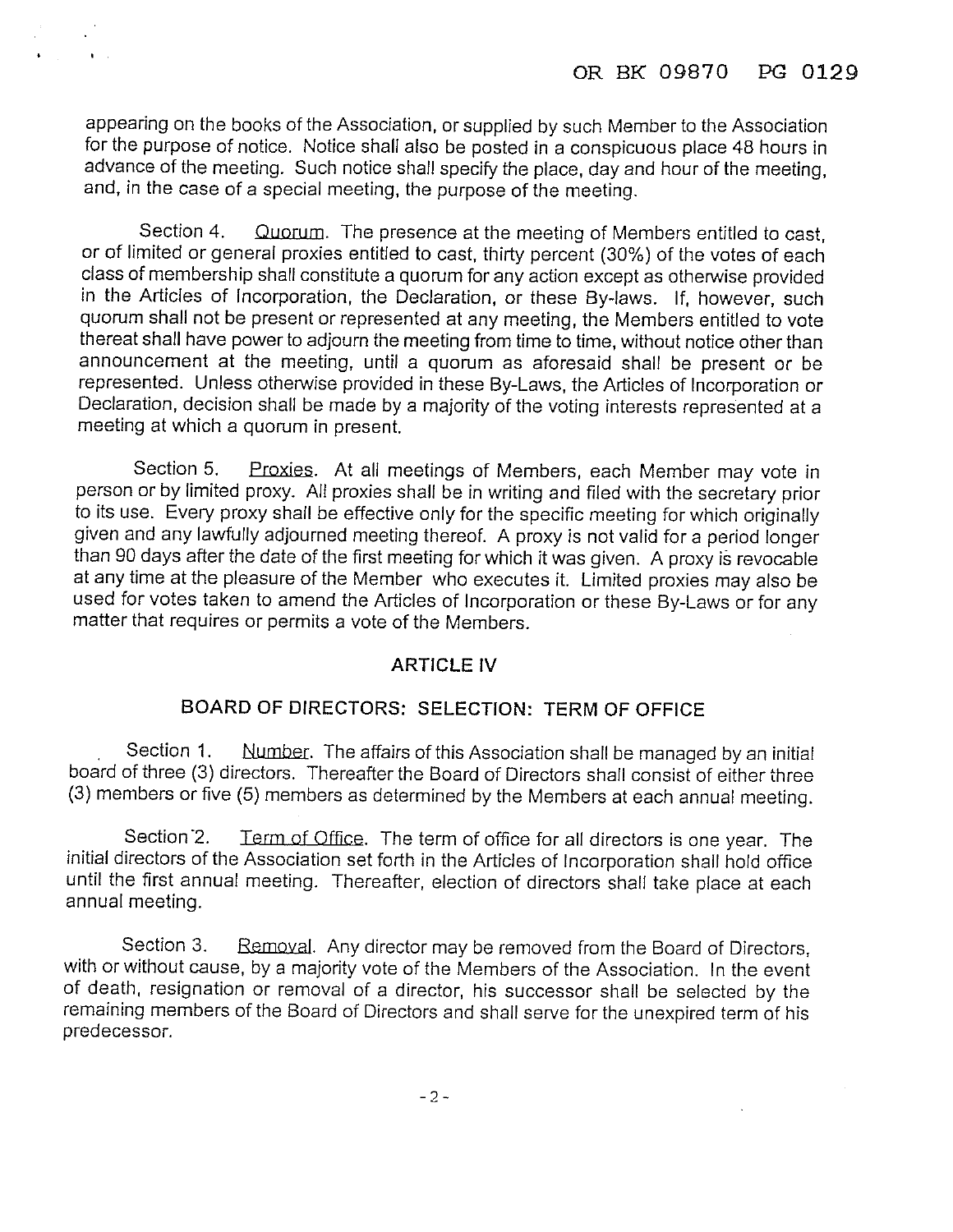appearing on the books of the Association, or supplied by such Member to the Association for the purpose of notice. Notice shall also be posted in a conspicuous place 48 hours in advance of the meeting. Such notice shall specify the place, day and hour of the meeting, and, in the case of a special meeting, the purpose of the meeting.

Section 4. Quorum. The presence at the meeting of Members entitled to cast, or of limited or general proxies entitled to cast, thirty percent (30%) of the votes of each class of membership shall constitute a quorum for any action except as otherwise provided in the Articles of Incorporation, the Declaration, or these By-laws. If, however, such quorum shall not be present or represented at any meeting, the Members entitled to vote thereat shall have power to adjourn the meeting from time to time, without notice other than announcement at the meeting, until a quorum as aforesaid shall be present or be represented. Unless otherwise provided in these By-Laws, the Articles of Incorporation or Declaration, decision shall be made by a majority of the voting interests represented at a meeting at which a quorum in present.

Section 5. Proxies. At all meetings of Members, each Member may vote in person or by limited proxy. All proxies shall be in writing and filed with the secretary prior to its use. Every proxy shall be effective only for the specific meeting for which originally given and any lawfully adjourned meeting thereof. A proxy is not valid for a period longer than 90 days after the date of the first meeting for which it was given. A proxy is revocable at any time at the pleasure of the Member who executes it. Limited proxies may also be used for votes taken to amend the Articles of Incorporation or these By-Laws or for any matter that requires or permits a vote of the Members.

## ARTICLE IV

## BOARD OF DIRECTORS: SELECTION: TERM OF OFFICE

Section 1. Number. The affairs of this Association shall be managed by an initial board of three (3) directors. Thereafter the Board of Directors shall consist of either three (3) members or five (5) members as determined by the Members at each annual meeting.

Section 2. Term of Office. The term of office for all directors is one year. The initial directors of the Association set forth in the Articles of Incorporation shall hold office until the first annual meeting. Thereafter, election of directors shall take place at each annual meeting.

Section 3. Removal. Any director may be removed from the Board of Directors, with or without cause, by a majority vote of the Members of the Association. In the event of death, resignation or removal of a director, his successor shall be selected by the remaining members of the Board of Directors and shall serve for the unexpired term of his predecessor.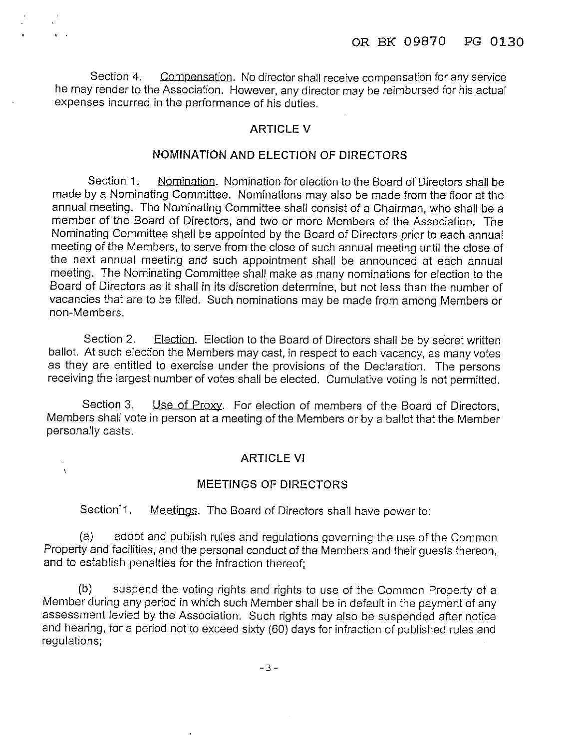Section 4. Compensation. No director shall receive compensation for any service he may render to the Association. However, any director may be reimbursed for his actual expenses incurred in the performance of his duties.

## ARTICLE V

## NOMINATION AND ELECTION OF DIRECTORS

Section 1. Nomination. Nomination for election to the Board of Directors shall be made by a Nominating Committee. Nominations may also be made from the floor at the annual meeting. The Nominating Committee shall consist of a Chairman, who shall be a member of the Board of Directors, and two or more Members of the Association. The Nominating Committee shall be appointed by the Board of Directors prior to each annual meeting of the Members, to serve from the close of such annual meeting until the close of the next annual meeting and such appointment shall be announced at each annual meeting. The Nominating Committee shall make as many nominations for election to the Board of Directors as it shall in its discretion determine, but not less than the number of vacancies that are to be filled. Such nominations may be made from among Members or non-Members.

Section 2. Election. Election to the Board of Directors shall be by secret written ballot. At such election the Members may cast, in respect to each vacancy, as many votes as they are entitled to exercise under the provisions of the Declaration. The persons receiving the largest number of votes shall be elected. Cumulative voting is not permitted.

Section 3. Use of Proxy. For election of members of the Board of Directors, Members shall vote in person at a meeting of the Members or by a ballot that the Member personally casts.

## ARTICLE VI

## MEETINGS OF DIRECTORS

Section 1. Meetings. The Board of Directors shall have power to:

(a) adopt and publish rules and regulations governing the use of the Common Property and facilities, and the personal conduct of the Members and their guests thereon, and to establish penalties for the infraction thereof;

(b) suspend the voting rights and rights to use of the Common Property of a Member during any period in which such Member shall be in default in the payment of any assessment levied by the Association. Such rights may also be suspended after notice and hearing, for a period not to exceed sixty (60) days for infraction of published rules and regulations;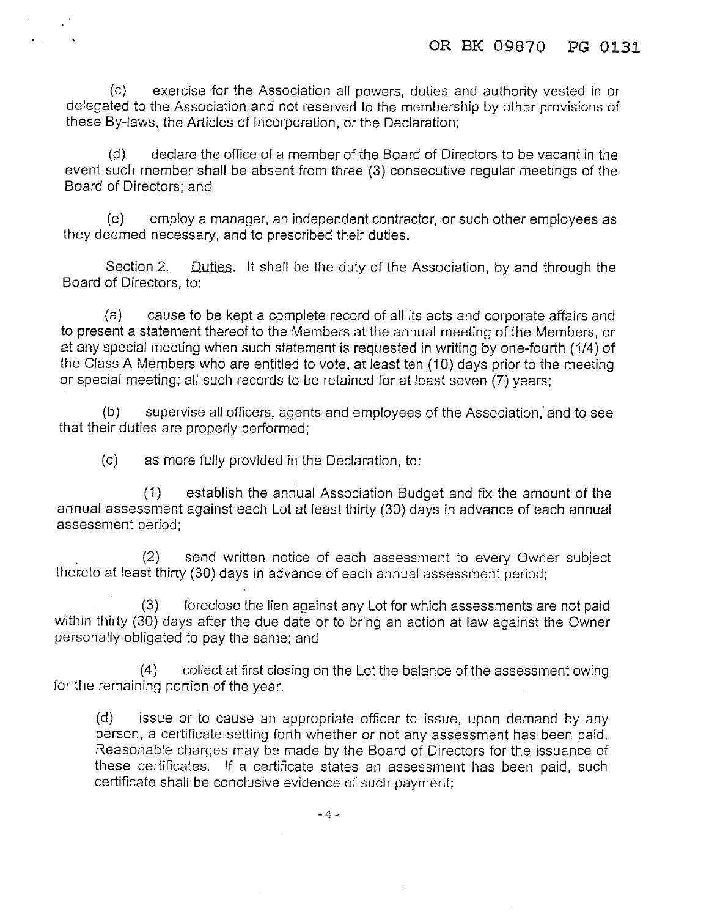(c) exercise for the Association all powers, duties and authority vested in or delegated to the Association and not reserved to the membership by other provisions of these By-laws, the Articles of Incorporation, or the Declaration;

(d) declare the office of a member of the Board of Directors to be vacant in the event such member shall be absent from three (3) consecutive regular meetings of the Board of Directors; and

(e) employ a manager, an independent contractor, or such other employees as they deemed necessary, and to prescribed their duties.

Section 2. Duties. It shall be the duty of the Association, by and through the Board of Directors, to:

(a) cause to be kept a complete record of all its acts and corporate affairs and to present a statement thereof to the Members at the annual meeting of the Members, or at any special meeting when such statement is requested in writing by one-fourth (1/4) of the Class A Members who are entitled to vote, at least ten (10) days prior to the meeting or special meeting; all such records to be retained for at least seven (7) years;

(b) supervise all officers, agents and employees of the Association, and to see that their duties are properly performed;

(c) as more fully provided in the Declaration, to:

(1) establish the annual Association Budget and fix the amount of the annual assessment against each Lot at least thirty (30) days in advance of each annual assessment period;

(2) send written notice of each assessment to every Owner subject thereto at least thirty (30) days in advance of each annual assessment period;

(3) foreclose the lien against any Lot for which assessments are not paid within thirty (30) days after the due date or to bring an action at law against the Owner personally obligated to pay the same; and

(4) collect at first closing on the Lot the balance of the assessment owing for the remaining portion of the year.

(d) issue or to cause an appropriate officer to issue, upon demand by any person, a certificate setting forth whether or not any assessment has been paid. Reasonable charges may be made by the Board of Directors for the issuance of these certificates. If a certificate states an assessment has been paid, such certificate shall be conclusive evidence of such payment;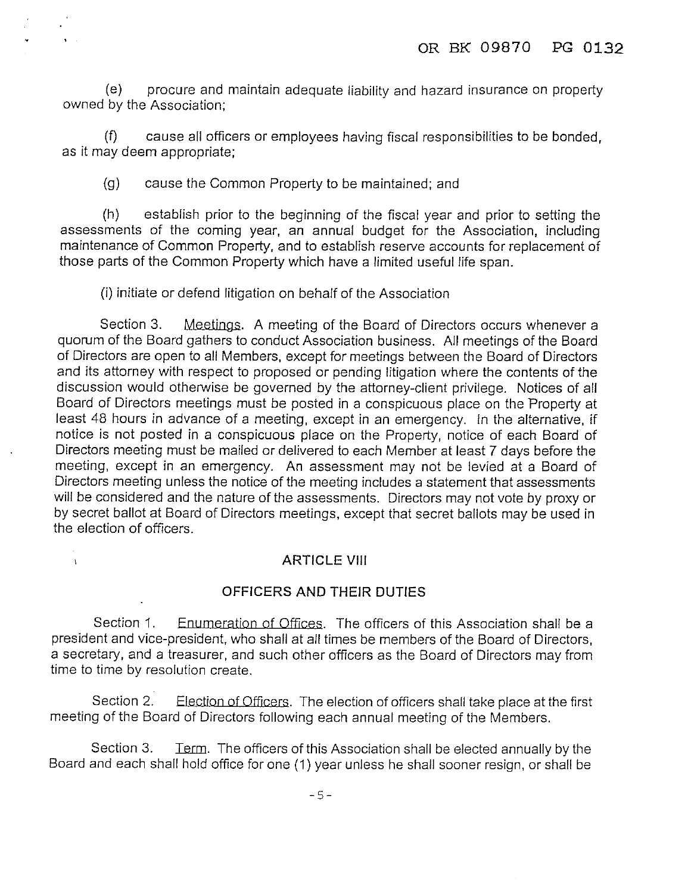(e) procure and maintain adequate liability and hazard insurance on property owned by the Association;

(f) cause all officers or employees having fiscal responsibilities to be bonded, as it may deem appropriate;

(g) cause the Common Property to be maintained; and

(h) establish prior to the beginning of the fiscal year and prior to setting the assessments of the coming year, an annual budget for the Association, including maintenance of Common Property, and to establish reserve accounts for replacement of those parts of the Common Property which have a limited useful life span.

(i) initiate or defend litigation on behalf of the Association

Section 3. Meetings. A meeting of the Board of Directors occurs whenever a quorum of the Board gathers to conduct Association business. All meetings of the Board of Directors are open to all Members, except for meetings between the Board of Directors and its attorney with respect to proposed or pending litigation where the contents of the discussion would otherwise be governed by the attorney-client privilege. Notices of all Board of Directors meetings must be posted in a conspicuous place on the Property at least 48 hours in advance of a meeting, except in an emergency. In the alternative, if notice is not posted in a conspicuous place on the Property, notice of each Board of Directors meeting must be mailed or delivered to each Member at least 7 days before the meeting, except in an emergency. An assessment may not be levied at a Board of Directors meeting unless the notice of the meeting includes a statement that assessments will be considered and the nature of the assessments. Directors may not vote by proxy or by secret ballot at Board of Directors meetings, except that secret ballots may be used in the election of officers.

## ARTICLE VIII

## OFFICERS AND THEIR DUTIES

Section 1. Enumeration of Offices. The officers of this Association shall be a president and vice-president, who shall at all times be members of the Board of Directors, a secretary, and a treasurer, and such other officers as the Board of Directors may from time to time by resolution create.

Section 2. Election of Officers. The election of officers shall take place at the first meeting of the Board of Directors following each annual meeting of the Members.

Section 3. Term. The officers of this Association shall be elected annually by the Board and each shall hold office for one (1) year unless he shall sooner resign, or shall be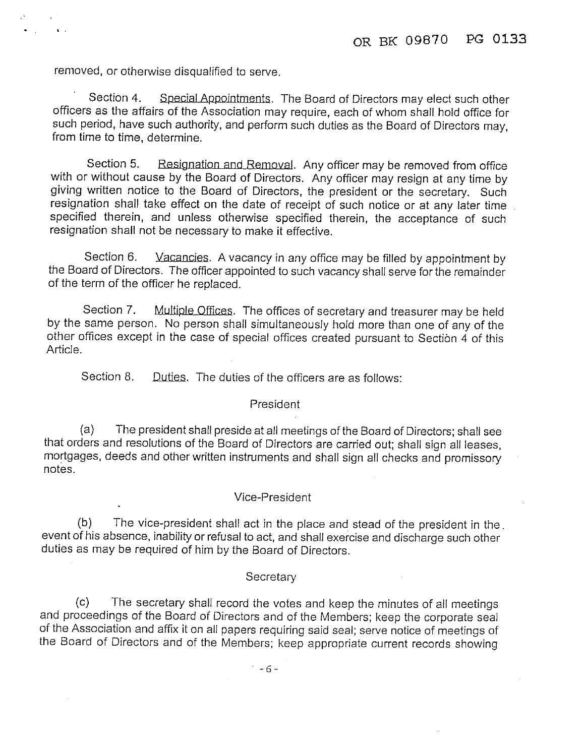removed, or otherwise disqualified to serve.

Section 4. Special Appointments. The Board of Directors may elect such other officers as the affairs of the Association may require, each of whom shall hold office for such period, have such authority, and perform such duties as the Board of Directors may, from time to time, determine.

Section 5. Resignation and Removal. Any officer may be removed from office with or without cause by the Board of Directors. Any officer may resign at any time by giving written notice to the Board of Directors, the president or the secretary. Such resignation shall take effect on the date of receipt of such notice or at any later time specified therein, and unless otherwise specified therein, the acceptance of such resignation shall not be necessary to make it effective.

Section 6. Vacancies. A vacancy in any office may be filled by appointment by the Board of Directors. The officer appointed to such vacancy shall serve for the remainder of the term of the officer he replaced.

Section 7. Multiple Offices. The offices of secretary and treasurer may be held by the same person. No person shall simultaneously hold more than one of any of the other offices except in the case of special offices created pursuant to Section 4 of this Article.

Section 8. Duties. The duties of the officers are as follows:

President

(a) The president shall preside at all meetings of the Board of Directors; shall see that orders and resolutions of the Board of Directors are carried out; shall sign all leases, mortgages, deeds and other written instruments and shall sign all checks and promissory notes.

Vice-President

(b) The vice-president shall act in the place and stead of the president in the event of his absence, inability or refusal to act, and shall exercise and discharge such other duties as may be required of him by the Board of Directors.

Secretary

(c) The secretary shall record the votes and keep the minutes of all meetings and proceedings of the Board of Directors and of the Members; keep the corporate seal of the Association and affix it on all papers requiring said seal; serve notice of meetings of the Board of Directors and of the Members; keep appropriate current records showing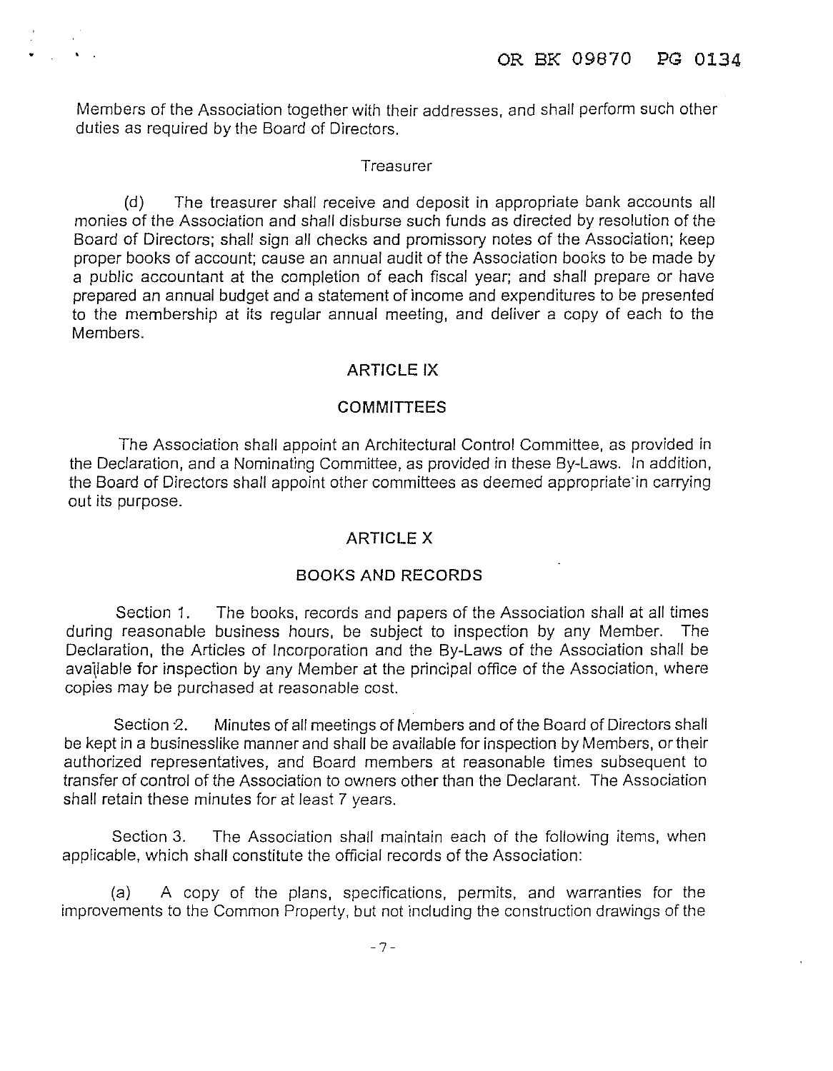Members of the Association together with their addresses, and shall perform such other duties as required by the Board of Directors.

Treasurer

(d) The treasurer shall receive and deposit in appropriate bank accounts all monies of the Association and shall disburse such funds as directed by resolution of the Board of Directors; shall sign all checks and promissory notes of the Association; keep proper books of account; cause an annual audit of the Association books to be made by a public accountant at the completion of each fiscal year; and shall prepare or have prepared an annual budget and a statement of income and expenditures to be presented to the membership at its regular annual meeting, and deliver a copy of each to the Members.

## ARTICLE IX

## COMMITTEES

The Association shall appoint an Architectural Control Committee, as provided in the Declaration, and a Nominating Committee, as provided in these By-Laws. In addition, the Board of Directors shall appoint other committees as deemed appropriate in carrying out its purpose.

## ARTICLE X

## BOOKS AND RECORDS

Section 1. The books, records and papers of the Association shall at all times during reasonable business hours, be subject to inspection by any Member. The Declaration, the Articles of Incorporation and the By-Laws of the Association shall be available for inspection by any Member at the principal office of the Association, where copies may be purchased at reasonable cost.

Section 2. Minutes of all meetings of Members and of the Board of Directors shall be kept in a businesslike manner and shall be available for inspection by Members, or their authorized representatives, and Board members at reasonable times subsequent to transfer of control of the Association to owners other than the Declarant. The Association shall retain these minutes for at least 7 years.

Section 3. The Association shall maintain each of the following items, when applicable, which shall constitute the official records of the Association:

(a) A copy of the plans, specifications, permits, and warranties for the improvements to the Common Property, but not including the construction drawings of the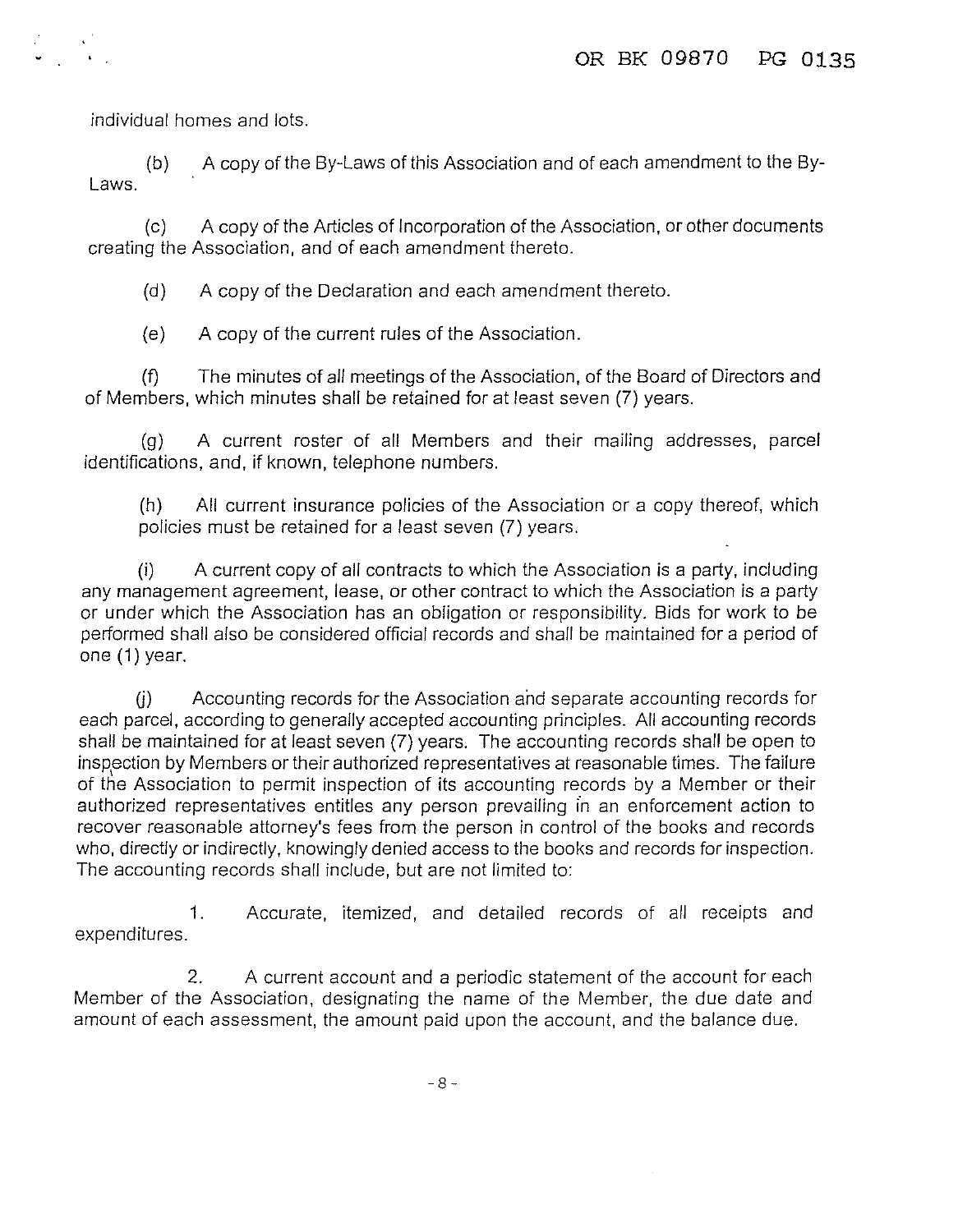individual homes and lots.

(b) A copy of the By-Laws of this Association and of each amendment to the By-Laws.

(c) A copy of the Articles of Incorporation of the Association, or other documents creating the Association, and of each amendment thereto.

(d) A copy of the Declaration and each amendment thereto.

(e) A copy of the current rules of the Association.

(f) The minutes of all meetings of the Association, of the Board of Directors and of Members, which minutes shall be retained for at least seven (7) years.

(g) A current roster of all Members and their mailing addresses, parcel identifications, and, if known, telephone numbers.

(h) All current insurance policies of the Association or a copy thereof, which policies must be retained for a least seven (7) years.

(i) A current copy of all contracts to which the Association is a party, including any management agreement, lease, or other contract to which the Association is a party or under which the Association has an obligation or responsibility. Bids for work to be performed shall also be considered official records and shall be maintained for a period of one (1) year.

(j) Accounting records for the Association and separate accounting records for each parcel, according to generally accepted accounting principles. All accounting records shall be maintained for at least seven (7) years. The accounting records shall be open to inspection by Members or their authorized representatives at reasonable times. The failure of the Association to permit inspection of its accounting records by a Member or their authorized representatives entitles any person prevailing in an enforcement action to recover reasonable attorney's fees from the person in control of the books and records who, directly or indirectly, knowingly denied access to the books and records for inspection. The accounting records shall include, but are not limited to:

1. Accurate, itemized, and detailed records of all receipts and expenditures.

2. A current account and a periodic statement of the account for each Member of the Association, designating the name of the Member, the due date and amount of each assessment, the amount paid upon the account, and the balance due.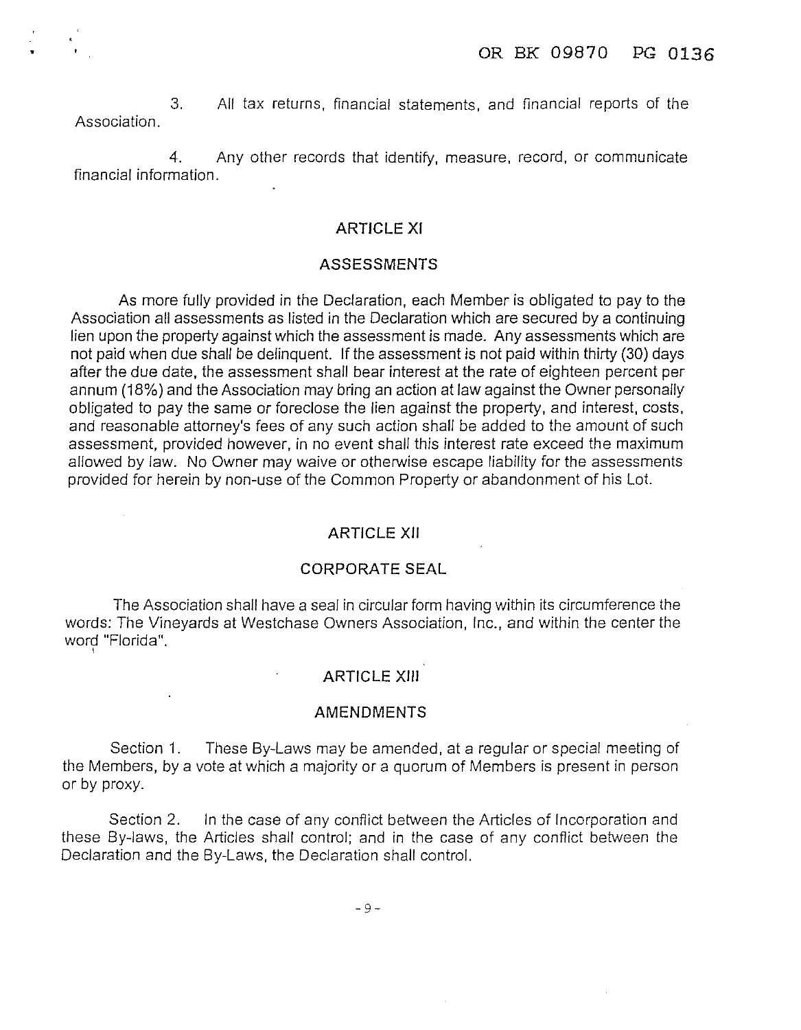3. All tax returns, financial statements, and financial reports of the Association.

4. Any other records that identify, measure, record, or communicate financial information.

## ARTICLE XI

## ASSESSMENTS

As more fully provided in the Declaration, each Member is obligated to pay to the Association all assessments as listed in the Declaration which are secured by a continuing lien upon the property against which the assessment is made. Any assessments which are not paid when due shall be delinquent. If the assessment is not paid within thirty (30) days after the due date, the assessment shall bear interest at the rate of eighteen percent per annum (18%) and the Association may bring an action at law against the Owner personally obligated to pay the same or foreclose the lien against the property, and interest, costs, and reasonable attorney's fees of any such action shall be added to the amount of such assessment, provided however, in no event shall this interest rate exceed the maximum allowed by law. No Owner may waive or otherwise escape liability for the assessments provided for herein by non-use of the Common Property or abandonment of his Lot.

## ARTICLE XII

## CORPORATE SEAL

The Association shall have a seal in circular form having within its circumference the words: The Vineyards at Westchase Owners Association, Inc., and within the center the word "Florida".

## ARTICLE XIII

## AMENDMENTS

Section 1. These By-Laws may be amended, at a regular or special meeting of the Members, by a vote at which a majority or a quorum of Members is present in person or by proxy.

Section 2. In the case of any conflict between the Articles of Incorporation and these By-laws, the Articles shall control; and in the case of any conflict between the Declaration and the By-Laws, the Declaration shall control.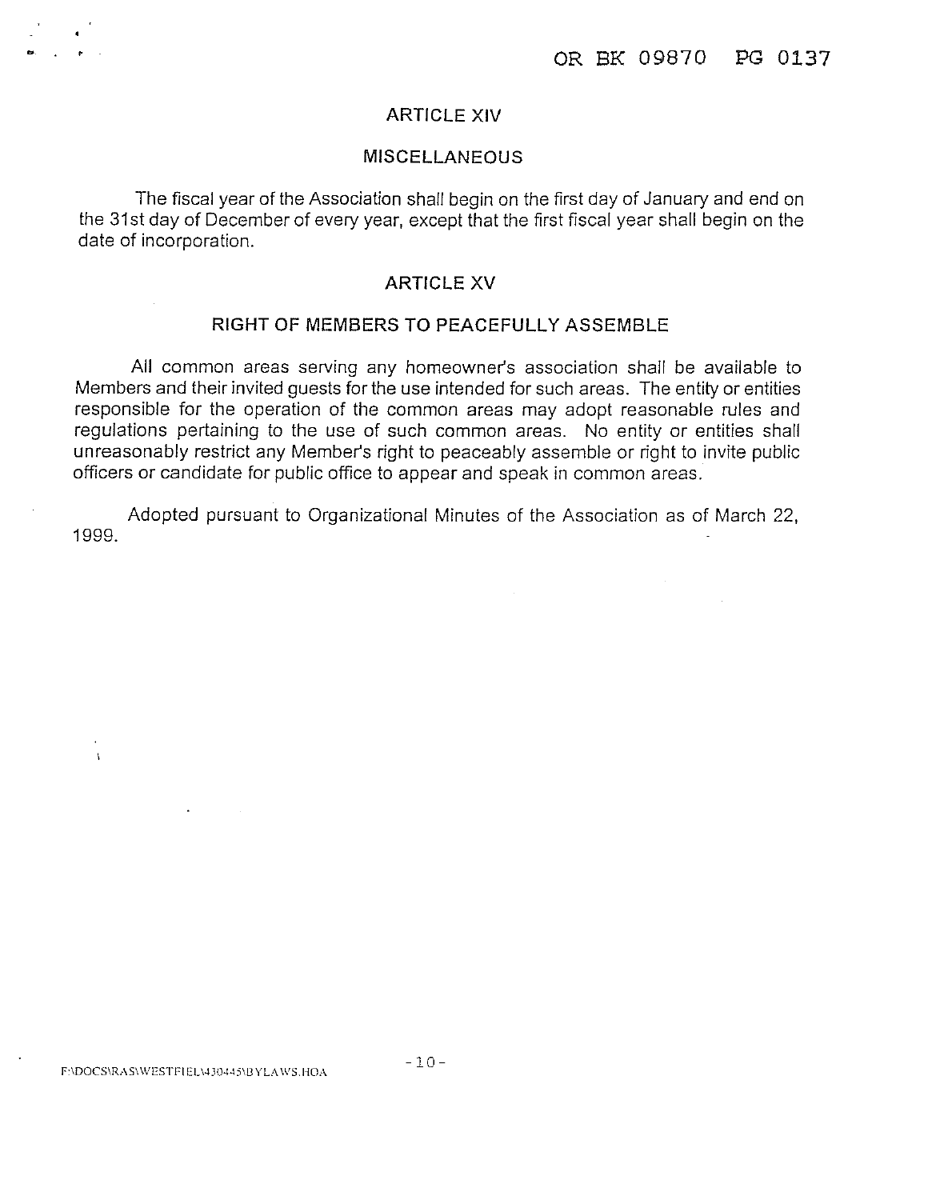## ARTICLE XIV

## MISCELLANEOUS

The fiscal year of the Association shall begin on the first day of January and end on the 31st day of December of every year, except that the first fiscal year shall begin on the date of incorporation.

## ARTICLE XV

## RIGHT OF MEMBERS TO PEACEFULLY ASSEMBLE

All common areas serving any homeowner's association shall be available to Members and their invited guests for the use intended for such areas. The entity or entities responsible for the operation of the common areas may adopt reasonable rules and regulations pertaining to the use of such common areas. No entity or entities shall unreasonably restrict any Member's right to peaceably assemble or right to invite public officers or candidate for public office to appear and speak in common areas.

Adopted pursuant to Organizational Minutes of the Association as of March 22, 1999.

F:\DOCS\RAS\WESTFIEL\430445\BYLAWS.HOA